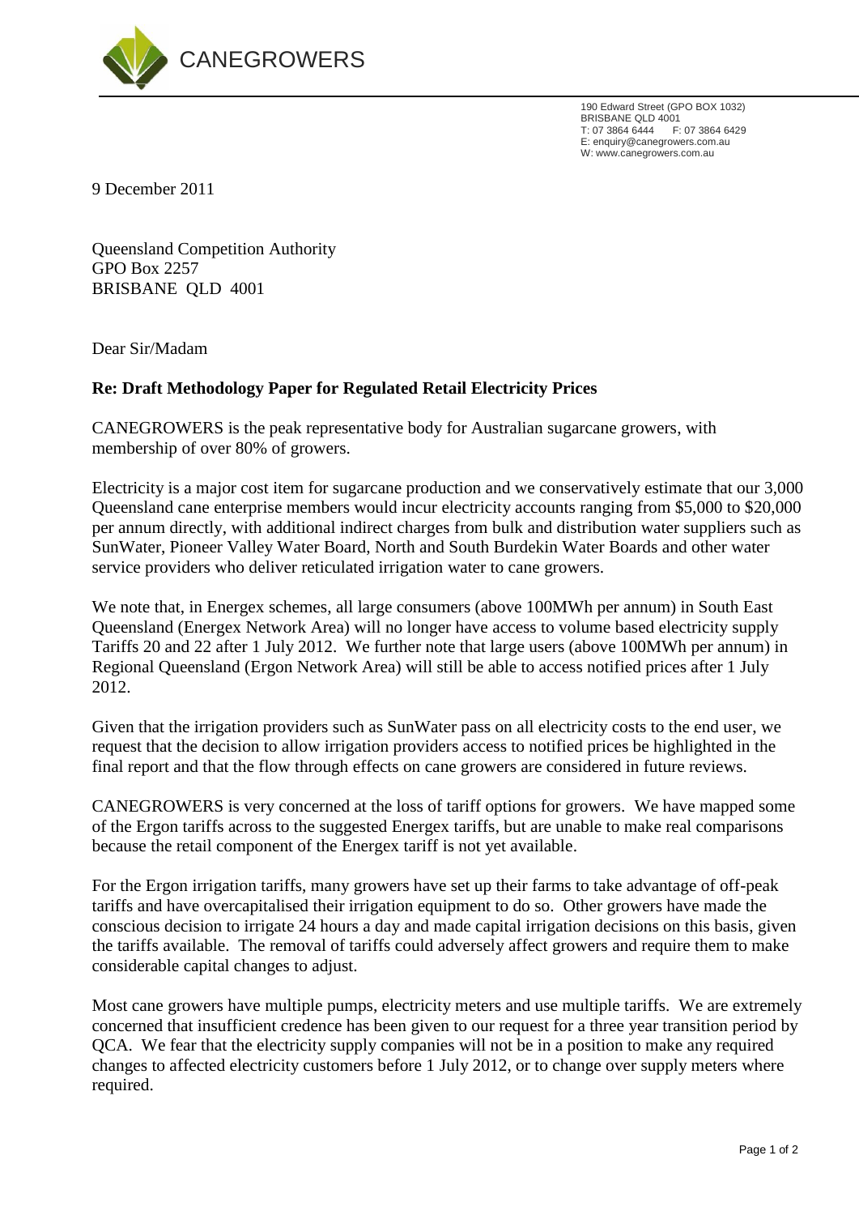CANEGROWERS

190 Edward Street (GPO BOX 1032)
BRISBANE QLD 4001
T: 07 3864 6444 F: 07 3864 6429
E: enquiry@canegrowers.com.au
W: www.canegrowers.com.au

9 December 2011

Queensland Competition Authority
GPO Box 2257
BRISBANE QLD 4001

Dear Sir/Madam

**Re: Draft Methodology Paper for Regulated Retail Electricity Prices**

CANEGROWERS is the peak representative body for Australian sugarcane growers, with membership of over 80% of growers.

Electricity is a major cost item for sugarcane production and we conservatively estimate that our 3,000 Queensland cane enterprise members would incur electricity accounts ranging from $5,000 to $20,000 per annum directly, with additional indirect charges from bulk and distribution water suppliers such as SunWater, Pioneer Valley Water Board, North and South Burdekin Water Boards and other water service providers who deliver reticulated irrigation water to cane growers.

We note that, in Energex schemes, all large consumers (above 100MWh per annum) in South East Queensland (Energex Network Area) will no longer have access to volume based electricity supply Tariffs 20 and 22 after 1 July 2012. We further note that large users (above 100MWh per annum) in Regional Queensland (Ergon Network Area) will still be able to access notified prices after 1 July 2012.

Given that the irrigation providers such as SunWater pass on all electricity costs to the end user, we request that the decision to allow irrigation providers access to notified prices be highlighted in the final report and that the flow through effects on cane growers are considered in future reviews.

CANEGROWERS is very concerned at the loss of tariff options for growers. We have mapped some of the Ergon tariffs across to the suggested Energex tariffs, but are unable to make real comparisons because the retail component of the Energex tariff is not yet available.

For the Ergon irrigation tariffs, many growers have set up their farms to take advantage of off-peak tariffs and have overcapitalised their irrigation equipment to do so. Other growers have made the conscious decision to irrigate 24 hours a day and made capital irrigation decisions on this basis, given the tariffs available. The removal of tariffs could adversely affect growers and require them to make considerable capital changes to adjust.

Most cane growers have multiple pumps, electricity meters and use multiple tariffs. We are extremely concerned that insufficient credence has been given to our request for a three year transition period by QCA. We fear that the electricity supply companies will not be in a position to make any required changes to affected electricity customers before 1 July 2012, or to change over supply meters where required.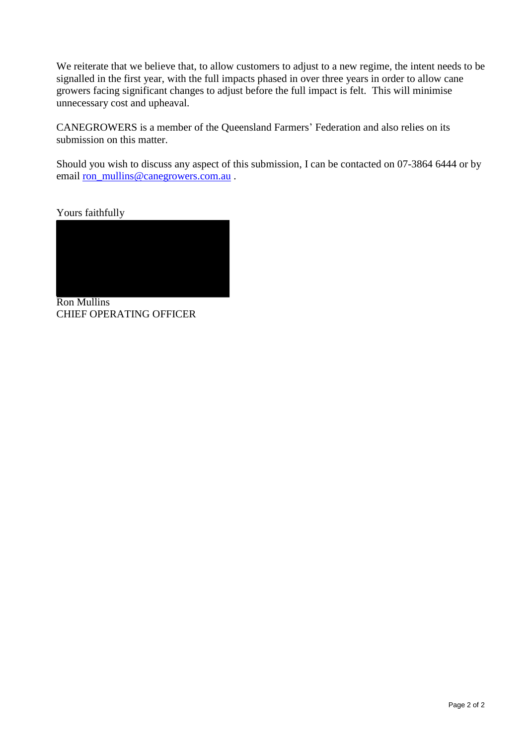We reiterate that we believe that, to allow customers to adjust to a new regime, the intent needs to be signalled in the first year, with the full impacts phased in over three years in order to allow cane growers facing significant changes to adjust before the full impact is felt. This will minimise unnecessary cost and upheaval.

CANEGROWERS is a member of the Queensland Farmers' Federation and also relies on its submission on this matter.

Should you wish to discuss any aspect of this submission, I can be contacted on 07-3864 6444 or by email ron_mullins@canegrowers.com.au .

Yours faithfully

Ron Mullins
CHIEF OPERATING OFFICER